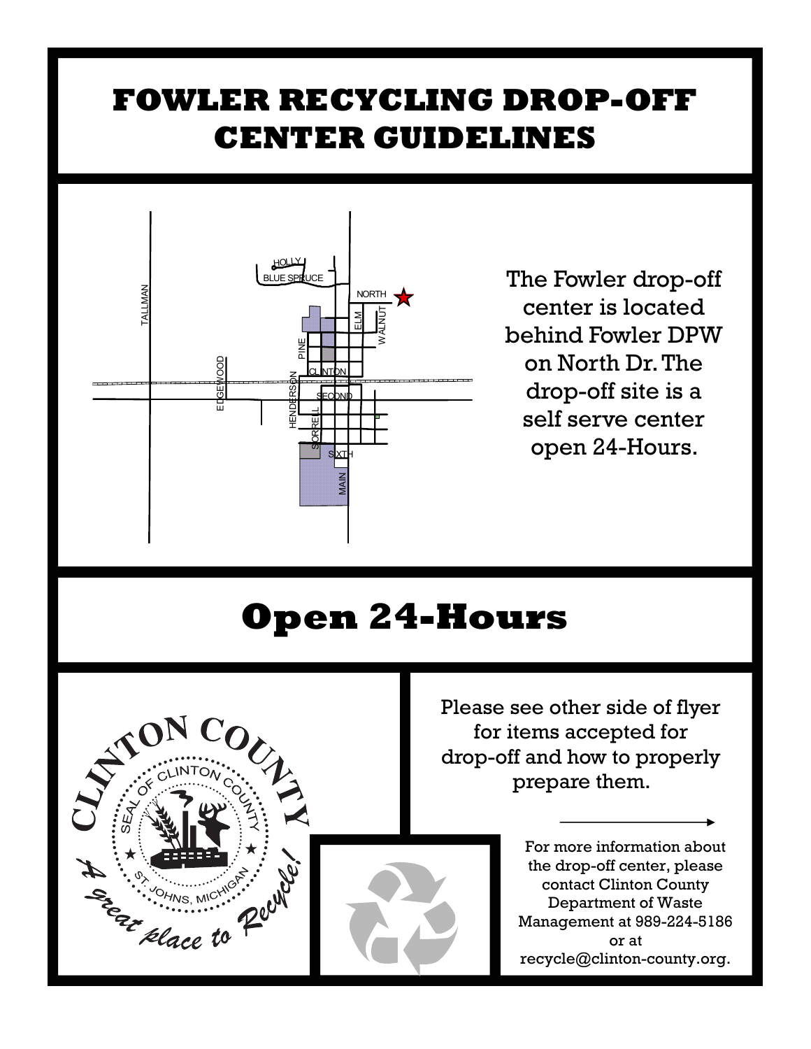# FOWLER RECYCLING DROP-OFF CENTER GUIDELINES

The Fowler drop-off center is located behind Fowler DPW on North Dr. The drop-off site is a self serve center open 24-Hours.

# Open 24-Hours

Please see other side of flyer for items accepted for drop-off and how to properly prepare them.

For more information about the drop-off center, please contact Clinton County Department of Waste Management at 989-224-5186 or at recycle@clinton-county.org.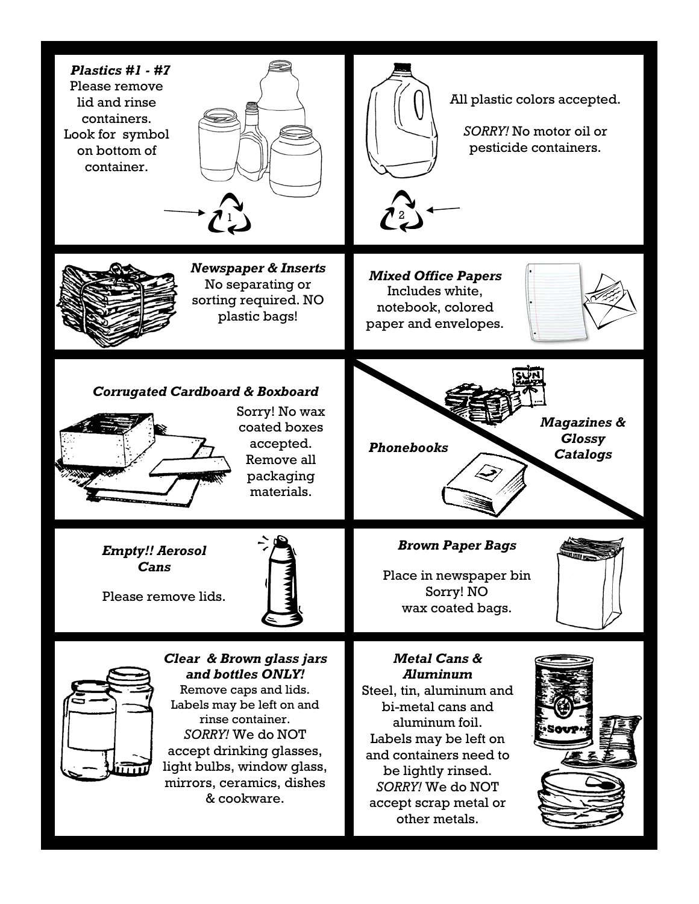***Plastics #1 - #7***

Please remove lid and rinse containers. Look for symbol on bottom of container.

1

All plastic colors accepted.

*SORRY!* No motor oil or pesticide containers.

2

***Newspaper & Inserts***

No separating or sorting required. NO plastic bags!

***Mixed Office Papers***

Includes white, notebook, colored paper and envelopes.

***Corrugated Cardboard & Boxboard***

Sorry! No wax coated boxes accepted. Remove all packaging materials.

***Phonebooks***

***Magazines & Glossy Catalogs***

***Empty!! Aerosol Cans***

Please remove lids.

***Brown Paper Bags***

Place in newspaper bin

Sorry! NO wax coated bags.

***Clear & Brown glass jars and bottles ONLY!***

Remove caps and lids. Labels may be left on and rinse container.

*SORRY!* We do NOT accept drinking glasses, light bulbs, window glass, mirrors, ceramics, dishes & cookware.

***Metal Cans & Aluminum***

Steel, tin, aluminum and bi-metal cans and aluminum foil. Labels may be left on and containers need to be lightly rinsed.

*SORRY!* We do NOT accept scrap metal or other metals.